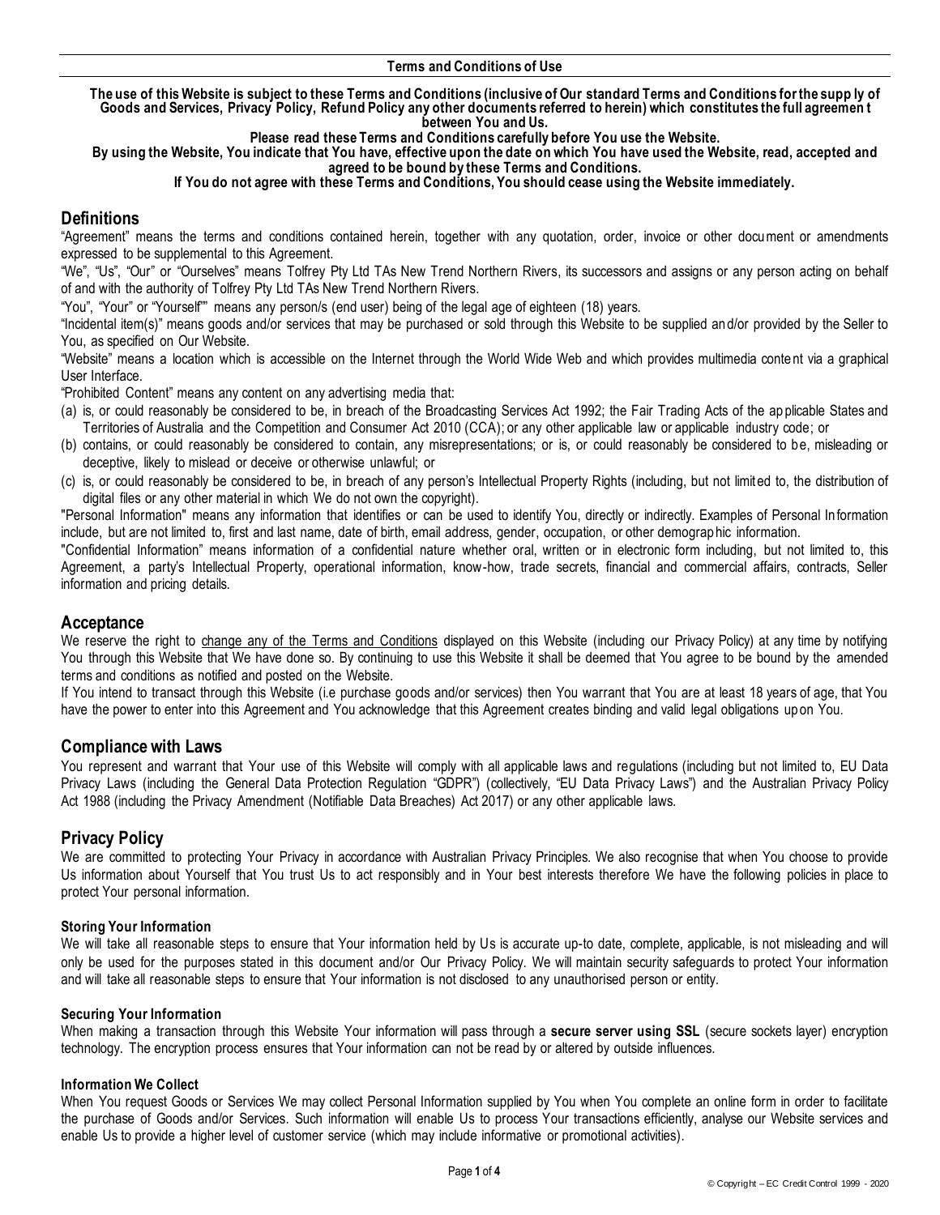# Terms and Conditions of Use

**The use of this Website is subject to these Terms and Conditions (inclusive of Our standard Terms and Conditions for the supp ly of Goods and Services, Privacy Policy, Refund Policy any other documents referred to herein) which constitutes the full agreemen t between You and Us.**

**Please read these Terms and Conditions carefully before You use the Website.**

**By using the Website, You indicate that You have, effective upon the date on which You have used the Website, read, accepted and agreed to be bound by these Terms and Conditions.**

**If You do not agree with these Terms and Conditions, You should cease using the Website immediately.**

## Definitions

"Agreement" means the terms and conditions contained herein, together with any quotation, order, invoice or other document or amendments expressed to be supplemental to this Agreement.

"We", "Us", "Our" or "Ourselves" means Tolfrey Pty Ltd TAs New Trend Northern Rivers, its successors and assigns or any person acting on behalf of and with the authority of Tolfrey Pty Ltd TAs New Trend Northern Rivers.

"You", "Your" or "Yourself"" means any person/s (end user) being of the legal age of eighteen (18) years.

"Incidental item(s)" means goods and/or services that may be purchased or sold through this Website to be supplied and/or provided by the Seller to You, as specified on Our Website.

"Website" means a location which is accessible on the Internet through the World Wide Web and which provides multimedia content via a graphical User Interface.

"Prohibited Content" means any content on any advertising media that:

(a) is, or could reasonably be considered to be, in breach of the Broadcasting Services Act 1992; the Fair Trading Acts of the applicable States and Territories of Australia and the Competition and Consumer Act 2010 (CCA); or any other applicable law or applicable industry code; or

(b) contains, or could reasonably be considered to contain, any misrepresentations; or is, or could reasonably be considered to be, misleading or deceptive, likely to mislead or deceive or otherwise unlawful; or

(c) is, or could reasonably be considered to be, in breach of any person's Intellectual Property Rights (including, but not limited to, the distribution of digital files or any other material in which We do not own the copyright).

"Personal Information" means any information that identifies or can be used to identify You, directly or indirectly. Examples of Personal Information include, but are not limited to, first and last name, date of birth, email address, gender, occupation, or other demographic information.

"Confidential Information" means information of a confidential nature whether oral, written or in electronic form including, but not limited to, this Agreement, a party's Intellectual Property, operational information, know-how, trade secrets, financial and commercial affairs, contracts, Seller information and pricing details.

## Acceptance

We reserve the right to change any of the Terms and Conditions displayed on this Website (including our Privacy Policy) at any time by notifying You through this Website that We have done so. By continuing to use this Website it shall be deemed that You agree to be bound by the amended terms and conditions as notified and posted on the Website.

If You intend to transact through this Website (i.e purchase goods and/or services) then You warrant that You are at least 18 years of age, that You have the power to enter into this Agreement and You acknowledge that this Agreement creates binding and valid legal obligations upon You.

## Compliance with Laws

You represent and warrant that Your use of this Website will comply with all applicable laws and regulations (including but not limited to, EU Data Privacy Laws (including the General Data Protection Regulation "GDPR") (collectively, "EU Data Privacy Laws") and the Australian Privacy Policy Act 1988 (including the Privacy Amendment (Notifiable Data Breaches) Act 2017) or any other applicable laws.

## Privacy Policy

We are committed to protecting Your Privacy in accordance with Australian Privacy Principles. We also recognise that when You choose to provide Us information about Yourself that You trust Us to act responsibly and in Your best interests therefore We have the following policies in place to protect Your personal information.

### Storing Your Information

We will take all reasonable steps to ensure that Your information held by Us is accurate up-to date, complete, applicable, is not misleading and will only be used for the purposes stated in this document and/or Our Privacy Policy. We will maintain security safeguards to protect Your information and will take all reasonable steps to ensure that Your information is not disclosed to any unauthorised person or entity.

### Securing Your Information

When making a transaction through this Website Your information will pass through a **secure server using SSL** (secure sockets layer) encryption technology. The encryption process ensures that Your information can not be read by or altered by outside influences.

### Information We Collect

When You request Goods or Services We may collect Personal Information supplied by You when You complete an online form in order to facilitate the purchase of Goods and/or Services. Such information will enable Us to process Your transactions efficiently, analyse our Website services and enable Us to provide a higher level of customer service (which may include informative or promotional activities).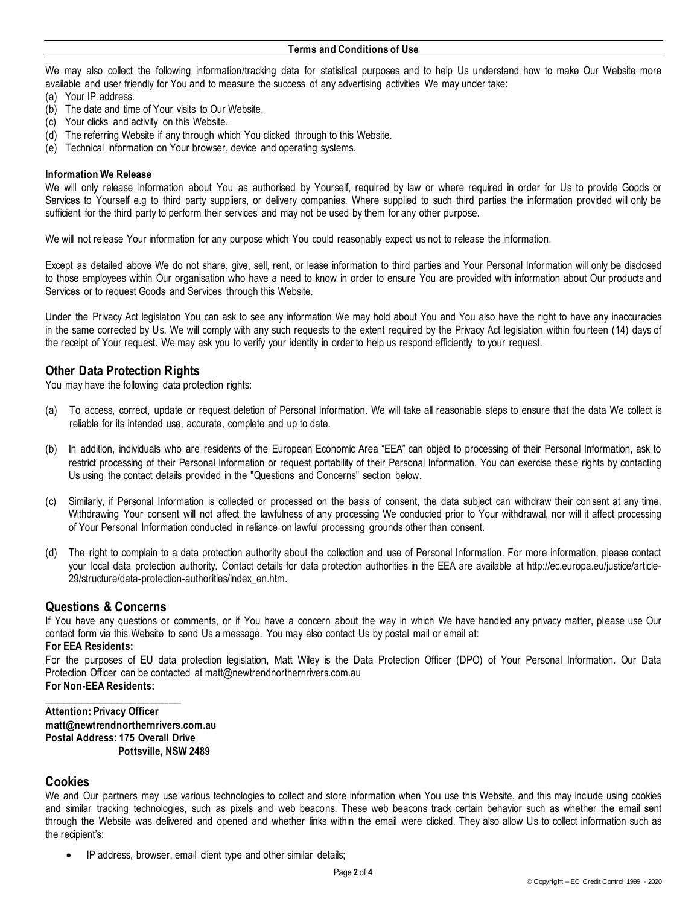We may also collect the following information/tracking data for statistical purposes and to help Us understand how to make Our Website more available and user friendly for You and to measure the success of any advertising activities We may under take:

(a) Your IP address.
(b) The date and time of Your visits to Our Website.
(c) Your clicks and activity on this Website.
(d) The referring Website if any through which You clicked through to this Website.
(e) Technical information on Your browser, device and operating systems.

**Information We Release**

We will only release information about You as authorised by Yourself, required by law or where required in order for Us to provide Goods or Services to Yourself e.g to third party suppliers, or delivery companies. Where supplied to such third parties the information provided will only be sufficient for the third party to perform their services and may not be used by them for any other purpose.

We will not release Your information for any purpose which You could reasonably expect us not to release the information.

Except as detailed above We do not share, give, sell, rent, or lease information to third parties and Your Personal Information will only be disclosed to those employees within Our organisation who have a need to know in order to ensure You are provided with information about Our products and Services or to request Goods and Services through this Website.

Under the Privacy Act legislation You can ask to see any information We may hold about You and You also have the right to have any inaccuracies in the same corrected by Us. We will comply with any such requests to the extent required by the Privacy Act legislation within fourteen (14) days of the receipt of Your request. We may ask you to verify your identity in order to help us respond efficiently to your request.

## Other Data Protection Rights

You may have the following data protection rights:

(a) To access, correct, update or request deletion of Personal Information. We will take all reasonable steps to ensure that the data We collect is reliable for its intended use, accurate, complete and up to date.

(b) In addition, individuals who are residents of the European Economic Area "EEA" can object to processing of their Personal Information, ask to restrict processing of their Personal Information or request portability of their Personal Information. You can exercise these rights by contacting Us using the contact details provided in the "Questions and Concerns" section below.

(c) Similarly, if Personal Information is collected or processed on the basis of consent, the data subject can withdraw their consent at any time. Withdrawing Your consent will not affect the lawfulness of any processing We conducted prior to Your withdrawal, nor will it affect processing of Your Personal Information conducted in reliance on lawful processing grounds other than consent.

(d) The right to complain to a data protection authority about the collection and use of Personal Information. For more information, please contact your local data protection authority. Contact details for data protection authorities in the EEA are available at http://ec.europa.eu/justice/article-29/structure/data-protection-authorities/index_en.htm.

## Questions & Concerns

If You have any questions or comments, or if You have a concern about the way in which We have handled any privacy matter, please use Our contact form via this Website to send Us a message. You may also contact Us by postal mail or email at:

**For EEA Residents:**

For the purposes of EU data protection legislation, Matt Wiley is the Data Protection Officer (DPO) of Your Personal Information. Our Data Protection Officer can be contacted at matt@newtrendnorthernrivers.com.au

**For Non-EEA Residents:**

**Attention: Privacy Officer**
**matt@newtrendnorthernrivers.com.au**
**Postal Address: 175 Overall Drive**
**Pottsville, NSW 2489**

## Cookies

We and Our partners may use various technologies to collect and store information when You use this Website, and this may include using cookies and similar tracking technologies, such as pixels and web beacons. These web beacons track certain behavior such as whether the email sent through the Website was delivered and opened and whether links within the email were clicked. They also allow Us to collect information such as the recipient's:

- IP address, browser, email client type and other similar details;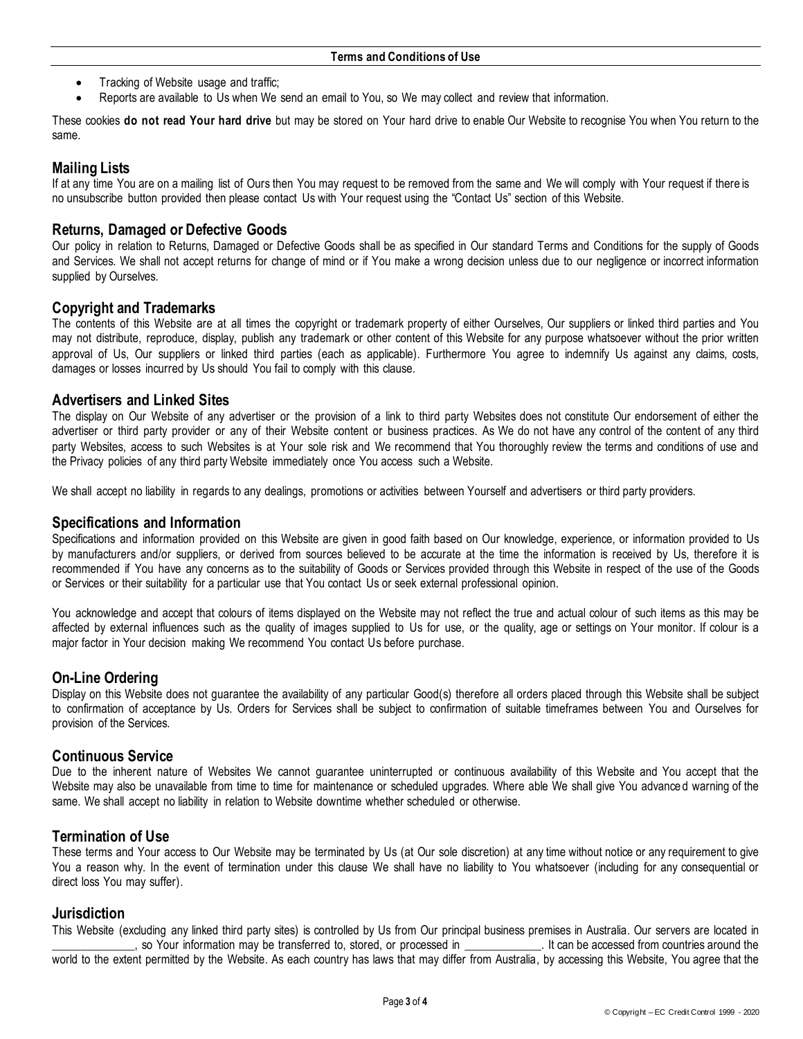- Tracking of Website usage and traffic;
- Reports are available to Us when We send an email to You, so We may collect and review that information.

These cookies **do not read Your hard drive** but may be stored on Your hard drive to enable Our Website to recognise You when You return to the same.

## Mailing Lists

If at any time You are on a mailing list of Ours then You may request to be removed from the same and We will comply with Your request if there is no unsubscribe button provided then please contact Us with Your request using the "Contact Us" section of this Website.

## Returns, Damaged or Defective Goods

Our policy in relation to Returns, Damaged or Defective Goods shall be as specified in Our standard Terms and Conditions for the supply of Goods and Services. We shall not accept returns for change of mind or if You make a wrong decision unless due to our negligence or incorrect information supplied by Ourselves.

## Copyright and Trademarks

The contents of this Website are at all times the copyright or trademark property of either Ourselves, Our suppliers or linked third parties and You may not distribute, reproduce, display, publish any trademark or other content of this Website for any purpose whatsoever without the prior written approval of Us, Our suppliers or linked third parties (each as applicable). Furthermore You agree to indemnify Us against any claims, costs, damages or losses incurred by Us should You fail to comply with this clause.

## Advertisers and Linked Sites

The display on Our Website of any advertiser or the provision of a link to third party Websites does not constitute Our endorsement of either the advertiser or third party provider or any of their Website content or business practices. As We do not have any control of the content of any third party Websites, access to such Websites is at Your sole risk and We recommend that You thoroughly review the terms and conditions of use and the Privacy policies of any third party Website immediately once You access such a Website.

We shall accept no liability in regards to any dealings, promotions or activities between Yourself and advertisers or third party providers.

## Specifications and Information

Specifications and information provided on this Website are given in good faith based on Our knowledge, experience, or information provided to Us by manufacturers and/or suppliers, or derived from sources believed to be accurate at the time the information is received by Us, therefore it is recommended if You have any concerns as to the suitability of Goods or Services provided through this Website in respect of the use of the Goods or Services or their suitability for a particular use that You contact Us or seek external professional opinion.

You acknowledge and accept that colours of items displayed on the Website may not reflect the true and actual colour of such items as this may be affected by external influences such as the quality of images supplied to Us for use, or the quality, age or settings on Your monitor. If colour is a major factor in Your decision making We recommend You contact Us before purchase.

## On-Line Ordering

Display on this Website does not guarantee the availability of any particular Good(s) therefore all orders placed through this Website shall be subject to confirmation of acceptance by Us. Orders for Services shall be subject to confirmation of suitable timeframes between You and Ourselves for provision of the Services.

## Continuous Service

Due to the inherent nature of Websites We cannot guarantee uninterrupted or continuous availability of this Website and You accept that the Website may also be unavailable from time to time for maintenance or scheduled upgrades. Where able We shall give You advanced warning of the same. We shall accept no liability in relation to Website downtime whether scheduled or otherwise.

## Termination of Use

These terms and Your access to Our Website may be terminated by Us (at Our sole discretion) at any time without notice or any requirement to give You a reason why. In the event of termination under this clause We shall have no liability to You whatsoever (including for any consequential or direct loss You may suffer).

## Jurisdiction

This Website (excluding any linked third party sites) is controlled by Us from Our principal business premises in Australia. Our servers are located in ______________, so Your information may be transferred to, stored, or processed in _____________. It can be accessed from countries around the world to the extent permitted by the Website. As each country has laws that may differ from Australia, by accessing this Website, You agree that the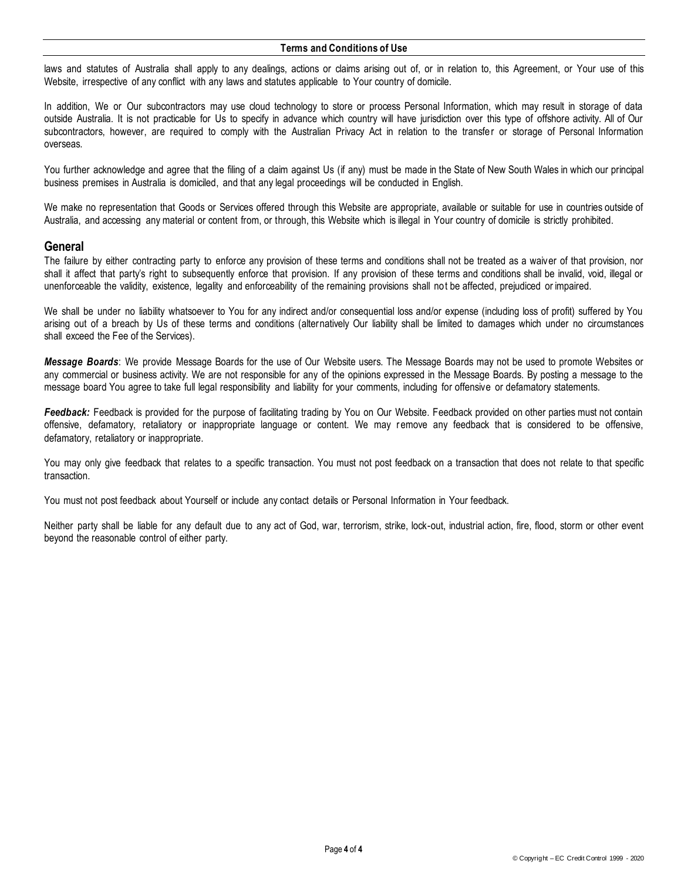laws and statutes of Australia shall apply to any dealings, actions or claims arising out of, or in relation to, this Agreement, or Your use of this Website, irrespective of any conflict with any laws and statutes applicable to Your country of domicile.

In addition, We or Our subcontractors may use cloud technology to store or process Personal Information, which may result in storage of data outside Australia. It is not practicable for Us to specify in advance which country will have jurisdiction over this type of offshore activity. All of Our subcontractors, however, are required to comply with the Australian Privacy Act in relation to the transfer or storage of Personal Information overseas.

You further acknowledge and agree that the filing of a claim against Us (if any) must be made in the State of New South Wales in which our principal business premises in Australia is domiciled, and that any legal proceedings will be conducted in English.

We make no representation that Goods or Services offered through this Website are appropriate, available or suitable for use in countries outside of Australia, and accessing any material or content from, or through, this Website which is illegal in Your country of domicile is strictly prohibited.

## General

The failure by either contracting party to enforce any provision of these terms and conditions shall not be treated as a waiver of that provision, nor shall it affect that party's right to subsequently enforce that provision. If any provision of these terms and conditions shall be invalid, void, illegal or unenforceable the validity, existence, legality and enforceability of the remaining provisions shall not be affected, prejudiced or impaired.

We shall be under no liability whatsoever to You for any indirect and/or consequential loss and/or expense (including loss of profit) suffered by You arising out of a breach by Us of these terms and conditions (alternatively Our liability shall be limited to damages which under no circumstances shall exceed the Fee of the Services).

***Message Boards***: We provide Message Boards for the use of Our Website users. The Message Boards may not be used to promote Websites or any commercial or business activity. We are not responsible for any of the opinions expressed in the Message Boards. By posting a message to the message board You agree to take full legal responsibility and liability for your comments, including for offensive or defamatory statements.

***Feedback:*** Feedback is provided for the purpose of facilitating trading by You on Our Website. Feedback provided on other parties must not contain offensive, defamatory, retaliatory or inappropriate language or content. We may remove any feedback that is considered to be offensive, defamatory, retaliatory or inappropriate.

You may only give feedback that relates to a specific transaction. You must not post feedback on a transaction that does not relate to that specific transaction.

You must not post feedback about Yourself or include any contact details or Personal Information in Your feedback.

Neither party shall be liable for any default due to any act of God, war, terrorism, strike, lock-out, industrial action, fire, flood, storm or other event beyond the reasonable control of either party.